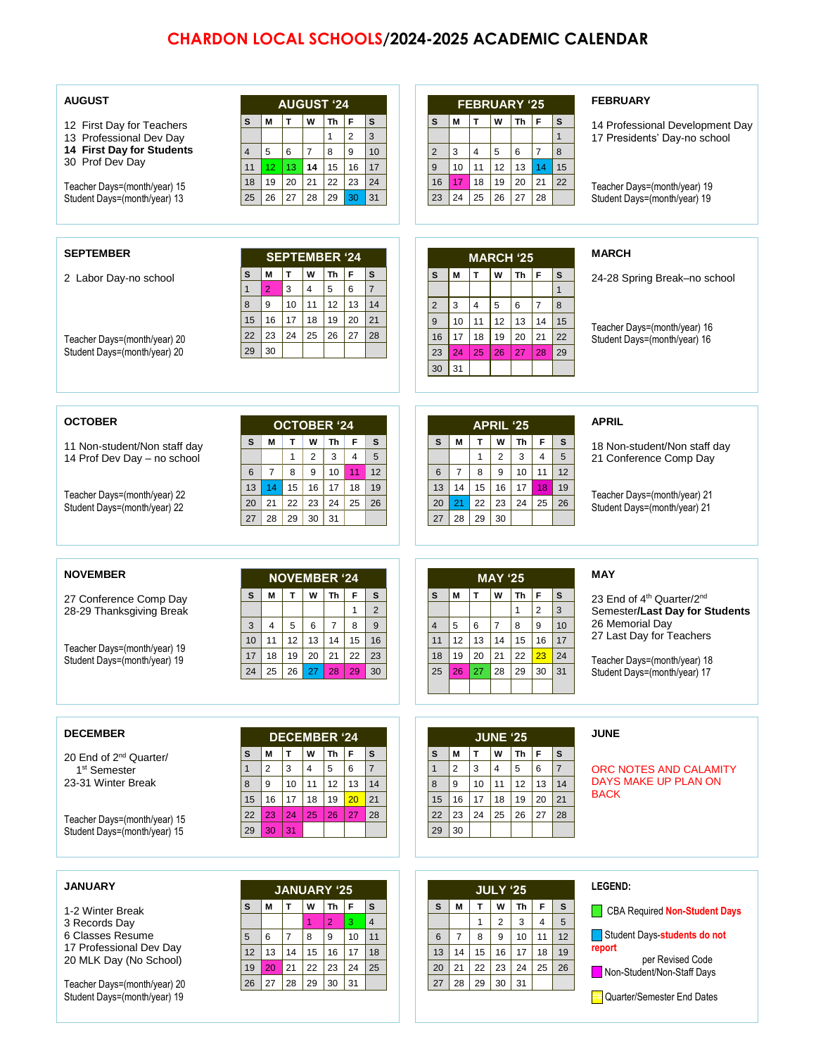# CHARDON LOCAL SCHOOLS/2024-2025 ACADEMIC CALENDAR

## AUGUST

12 First Day for Teachers
13 Professional Dev Day
**14 First Day for Students**
30 Prof Dev Day

Teacher Days=(month/year) 15
Student Days=(month/year) 13

| AUGUST '24 | | | | | | |
|---|---|---|---|---|---|---|
| S | M | T | W | Th | F | S |
| | | | | 1 | 2 | 3 |
| 4 | 5 | 6 | 7 | 8 | 9 | 10 |
| 11 | 12 | 13 | **14** | 15 | 16 | 17 |
| 18 | 19 | 20 | 21 | 22 | 23 | 24 |
| 25 | 26 | 27 | 28 | 29 | 30 | 31 |

## SEPTEMBER

2 Labor Day-no school

Teacher Days=(month/year) 20
Student Days=(month/year) 20

| SEPTEMBER '24 | | | | | | |
|---|---|---|---|---|---|---|
| S | M | T | W | Th | F | S |
| 1 | 2 | 3 | 4 | 5 | 6 | 7 |
| 8 | 9 | 10 | 11 | 12 | 13 | 14 |
| 15 | 16 | 17 | 18 | 19 | 20 | 21 |
| 22 | 23 | 24 | 25 | 26 | 27 | 28 |
| 29 | 30 | | | | | |

## OCTOBER

11 Non-student/Non staff day
14 Prof Dev Day – no school

Teacher Days=(month/year) 22
Student Days=(month/year) 22

| OCTOBER '24 | | | | | | |
|---|---|---|---|---|---|---|
| S | M | T | W | Th | F | S |
| | | 1 | 2 | 3 | 4 | 5 |
| 6 | 7 | 8 | 9 | 10 | 11 | 12 |
| 13 | 14 | 15 | 16 | 17 | 18 | 19 |
| 20 | 21 | 22 | 23 | 24 | 25 | 26 |
| 27 | 28 | 29 | 30 | 31 | | |

## NOVEMBER

27 Conference Comp Day
28-29 Thanksgiving Break

Teacher Days=(month/year) 19
Student Days=(month/year) 19

| NOVEMBER '24 | | | | | | |
|---|---|---|---|---|---|---|
| S | M | T | W | Th | F | S |
| | | | | | 1 | 2 |
| 3 | 4 | 5 | 6 | 7 | 8 | 9 |
| 10 | 11 | 12 | 13 | 14 | 15 | 16 |
| 17 | 18 | 19 | 20 | 21 | 22 | 23 |
| 24 | 25 | 26 | 27 | 28 | 29 | 30 |

## DECEMBER

20 End of 2[nd] Quarter/ 1[st] Semester
23-31 Winter Break

Teacher Days=(month/year) 15
Student Days=(month/year) 15

| DECEMBER '24 | | | | | | |
|---|---|---|---|---|---|---|
| S | M | T | W | Th | F | S |
| 1 | 2 | 3 | 4 | 5 | 6 | 7 |
| 8 | 9 | 10 | 11 | 12 | 13 | 14 |
| 15 | 16 | 17 | 18 | 19 | 20 | 21 |
| 22 | 23 | 24 | 25 | 26 | 27 | 28 |
| 29 | 30 | 31 | | | | |

## JANUARY

1-2 Winter Break
3 Records Day
6 Classes Resume
17 Professional Dev Day
20 MLK Day (No School)

Teacher Days=(month/year) 20
Student Days=(month/year) 19

| JANUARY '25 | | | | | | |
|---|---|---|---|---|---|---|
| S | M | T | W | Th | F | S |
| | | | 1 | 2 | 3 | 4 |
| 5 | 6 | 7 | 8 | 9 | 10 | 11 |
| 12 | 13 | 14 | 15 | 16 | 17 | 18 |
| 19 | 20 | 21 | 22 | 23 | 24 | 25 |
| 26 | 27 | 28 | 29 | 30 | 31 | |

## FEBRUARY

14 Professional Development Day
17 Presidents' Day-no school

Teacher Days=(month/year) 19
Student Days=(month/year) 19

| FEBRUARY '25 | | | | | | |
|---|---|---|---|---|---|---|
| S | M | T | W | Th | F | S |
| | | | | | | 1 |
| 2 | 3 | 4 | 5 | 6 | 7 | 8 |
| 9 | 10 | 11 | 12 | 13 | 14 | 15 |
| 16 | 17 | 18 | 19 | 20 | 21 | 22 |
| 23 | 24 | 25 | 26 | 27 | 28 | |

## MARCH

24-28 Spring Break–no school

Teacher Days=(month/year) 16
Student Days=(month/year) 16

| MARCH '25 | | | | | | |
|---|---|---|---|---|---|---|
| S | M | T | W | Th | F | S |
| | | | | | | 1 |
| 2 | 3 | 4 | 5 | 6 | 7 | 8 |
| 9 | 10 | 11 | 12 | 13 | 14 | 15 |
| 16 | 17 | 18 | 19 | 20 | 21 | 22 |
| 23 | 24 | 25 | 26 | 27 | 28 | 29 |
| 30 | 31 | | | | | |

## APRIL

18 Non-student/Non staff day
21 Conference Comp Day

Teacher Days=(month/year) 21
Student Days=(month/year) 21

| APRIL '25 | | | | | | |
|---|---|---|---|---|---|---|
| S | M | T | W | Th | F | S |
| | | 1 | 2 | 3 | 4 | 5 |
| 6 | 7 | 8 | 9 | 10 | 11 | 12 |
| 13 | 14 | 15 | 16 | 17 | 18 | 19 |
| 20 | 21 | 22 | 23 | 24 | 25 | 26 |
| 27 | 28 | 29 | 30 | | | |

## MAY

23 End of 4[th] Quarter/2[nd] Semester/**Last Day for Students**
26 Memorial Day
27 Last Day for Teachers

Teacher Days=(month/year) 18
Student Days=(month/year) 17

| MAY '25 | | | | | | |
|---|---|---|---|---|---|---|
| S | M | T | W | Th | F | S |
| | | | | 1 | 2 | 3 |
| 4 | 5 | 6 | 7 | 8 | 9 | 10 |
| 11 | 12 | 13 | 14 | 15 | 16 | 17 |
| 18 | 19 | 20 | 21 | 22 | 23 | 24 |
| 25 | 26 | 27 | 28 | 29 | 30 | 31 |

## JUNE

ORC NOTES AND CALAMITY DAYS MAKE UP PLAN ON BACK

| JUNE '25 | | | | | | |
|---|---|---|---|---|---|---|
| S | M | T | W | Th | F | S |
| 1 | 2 | 3 | 4 | 5 | 6 | 7 |
| 8 | 9 | 10 | 11 | 12 | 13 | 14 |
| 15 | 16 | 17 | 18 | 19 | 20 | 21 |
| 22 | 23 | 24 | 25 | 26 | 27 | 28 |
| 29 | 30 | | | | | |

| JULY '25 | | | | | | |
|---|---|---|---|---|---|---|
| S | M | T | W | Th | F | S |
| | | 1 | 2 | 3 | 4 | 5 |
| 6 | 7 | 8 | 9 | 10 | 11 | 12 |
| 13 | 14 | 15 | 16 | 17 | 18 | 19 |
| 20 | 21 | 22 | 23 | 24 | 25 | 26 |
| 27 | 28 | 29 | 30 | 31 | | |

## LEGEND:

- CBA Required Non-Student Days
- Student Days-students do not report per Revised Code
- Non-Student/Non-Staff Days
- Quarter/Semester End Dates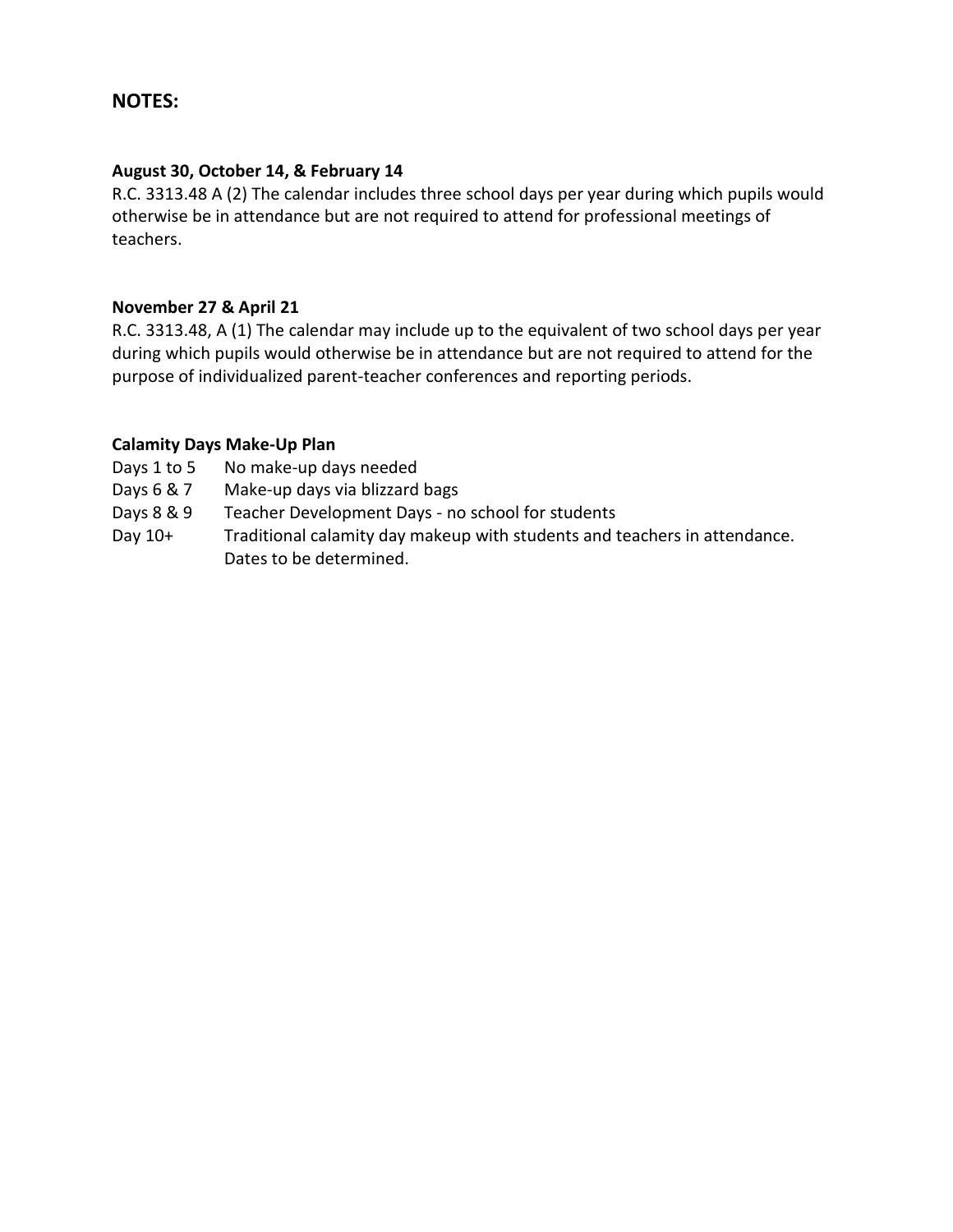## NOTES:

**August 30, October 14, & February 14**

R.C. 3313.48 A (2) The calendar includes three school days per year during which pupils would otherwise be in attendance but are not required to attend for professional meetings of teachers.

**November 27 & April 21**

R.C. 3313.48, A (1) The calendar may include up to the equivalent of two school days per year during which pupils would otherwise be in attendance but are not required to attend for the purpose of individualized parent-teacher conferences and reporting periods.

**Calamity Days Make-Up Plan**

| | |
|---|---|
| Days 1 to 5 | No make-up days needed |
| Days 6 & 7 | Make-up days via blizzard bags |
| Days 8 & 9 | Teacher Development Days - no school for students |
| Day 10+ | Traditional calamity day makeup with students and teachers in attendance. Dates to be determined. |